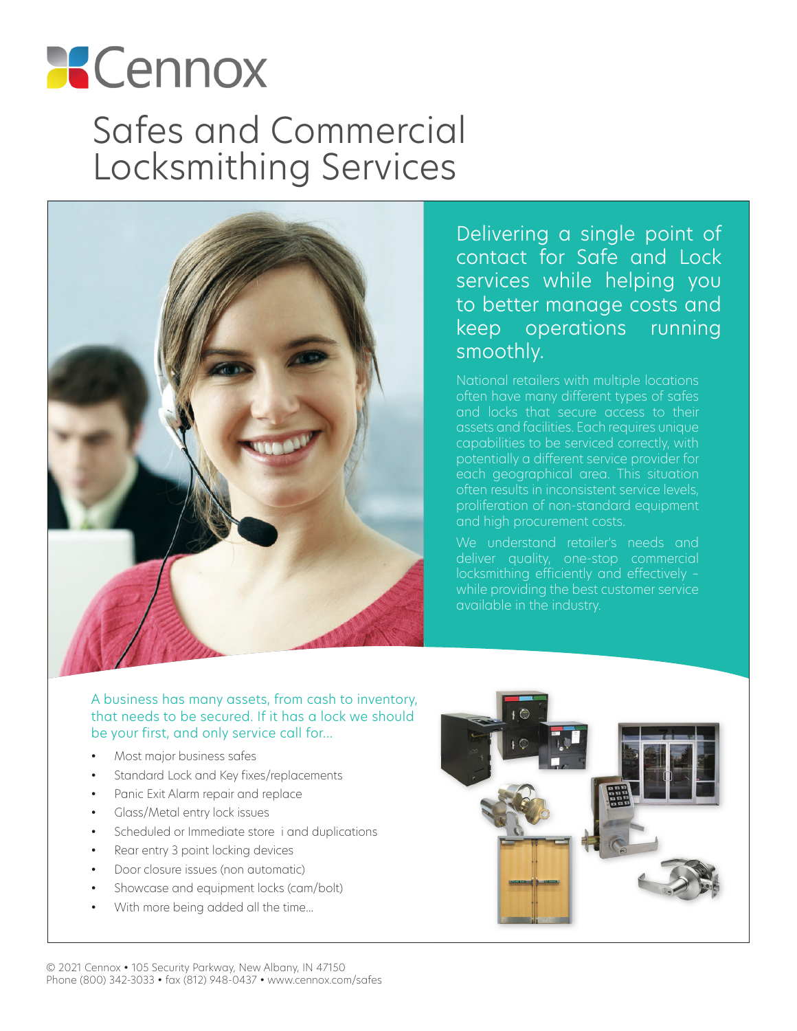# Cennox

# Safes and Commercial Locksmithing Services

## Delivering a single point of contact for Safe and Lock services while helping you to better manage costs and keep operations running smoothly.

National retailers with multiple locations often have many different types of safes and locks that secure access to their assets and facilities. Each requires unique capabilities to be serviced correctly, with potentially a different service provider for each geographical area. This situation often results in inconsistent service levels, proliferation of non-standard equipment and high procurement costs.

We understand retailer's needs and deliver quality, one-stop commercial locksmithing efficiently and effectively – while providing the best customer service available in the industry.

A business has many assets, from cash to inventory, that needs to be secured. If it has a lock we should be your first, and only service call for...

- Most major business safes
- Standard Lock and Key fixes/replacements
- Panic Exit Alarm repair and replace
- Glass/Metal entry lock issues
- Scheduled or Immediate store i and duplications
- Rear entry 3 point locking devices
- Door closure issues (non automatic)
- Showcase and equipment locks (cam/bolt)
- With more being added all the time...

© 2021 Cennox • 105 Security Parkway, New Albany, IN 47150
Phone (800) 342-3033 • fax (812) 948-0437 • www.cennox.com/safes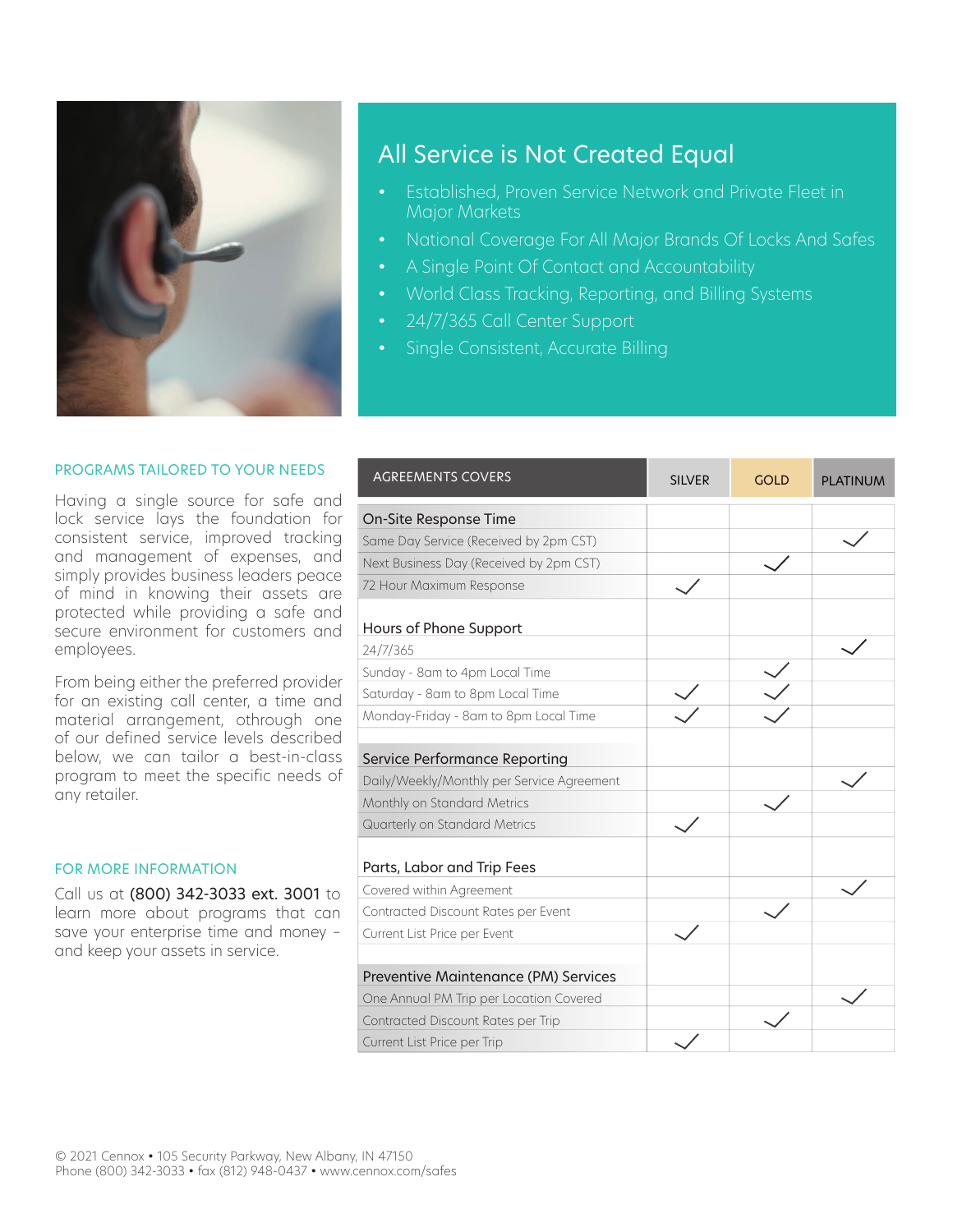## All Service is Not Created Equal

- Established, Proven Service Network and Private Fleet in Major Markets
- National Coverage For All Major Brands Of Locks And Safes
- A Single Point Of Contact and Accountability
- World Class Tracking, Reporting, and Billing Systems
- 24/7/365 Call Center Support
- Single Consistent, Accurate Billing

### PROGRAMS TAILORED TO YOUR NEEDS

Having a single source for safe and lock service lays the foundation for consistent service, improved tracking and management of expenses, and simply provides business leaders peace of mind in knowing their assets are protected while providing a safe and secure environment for customers and employees.

From being either the preferred provider for an existing call center, a time and material arrangement, orthrough one of our defined service levels described below, we can tailor a best-in-class program to meet the specific needs of any retailer.

### FOR MORE INFORMATION

Call us at **(800) 342-3033 ext. 3001** to learn more about programs that can save your enterprise time and money – and keep your assets in service.

| AGREEMENTS COVERS | SILVER | GOLD | PLATINUM |
|---|---|---|---|
| **On-Site Response Time** | | | |
| Same Day Service (Received by 2pm CST) | | | ✓ |
| Next Business Day (Received by 2pm CST) | | ✓ | |
| 72 Hour Maximum Response | ✓ | | |
| **Hours of Phone Support** | | | |
| 24/7/365 | | | ✓ |
| Sunday - 8am to 4pm Local Time | | ✓ | |
| Saturday - 8am to 8pm Local Time | ✓ | ✓ | |
| Monday-Friday - 8am to 8pm Local Time | ✓ | ✓ | |
| **Service Performance Reporting** | | | |
| Daily/Weekly/Monthly per Service Agreement | | | ✓ |
| Monthly on Standard Metrics | | ✓ | |
| Quarterly on Standard Metrics | ✓ | | |
| **Parts, Labor and Trip Fees** | | | |
| Covered within Agreement | | | ✓ |
| Contracted Discount Rates per Event | | ✓ | |
| Current List Price per Event | ✓ | | |
| **Preventive Maintenance (PM) Services** | | | |
| One Annual PM Trip per Location Covered | | | ✓ |
| Contracted Discount Rates per Trip | | ✓ | |
| Current List Price per Trip | ✓ | | |

© 2021 Cennox • 105 Security Parkway, New Albany, IN 47150
Phone (800) 342-3033 • fax (812) 948-0437 • www.cennox.com/safes